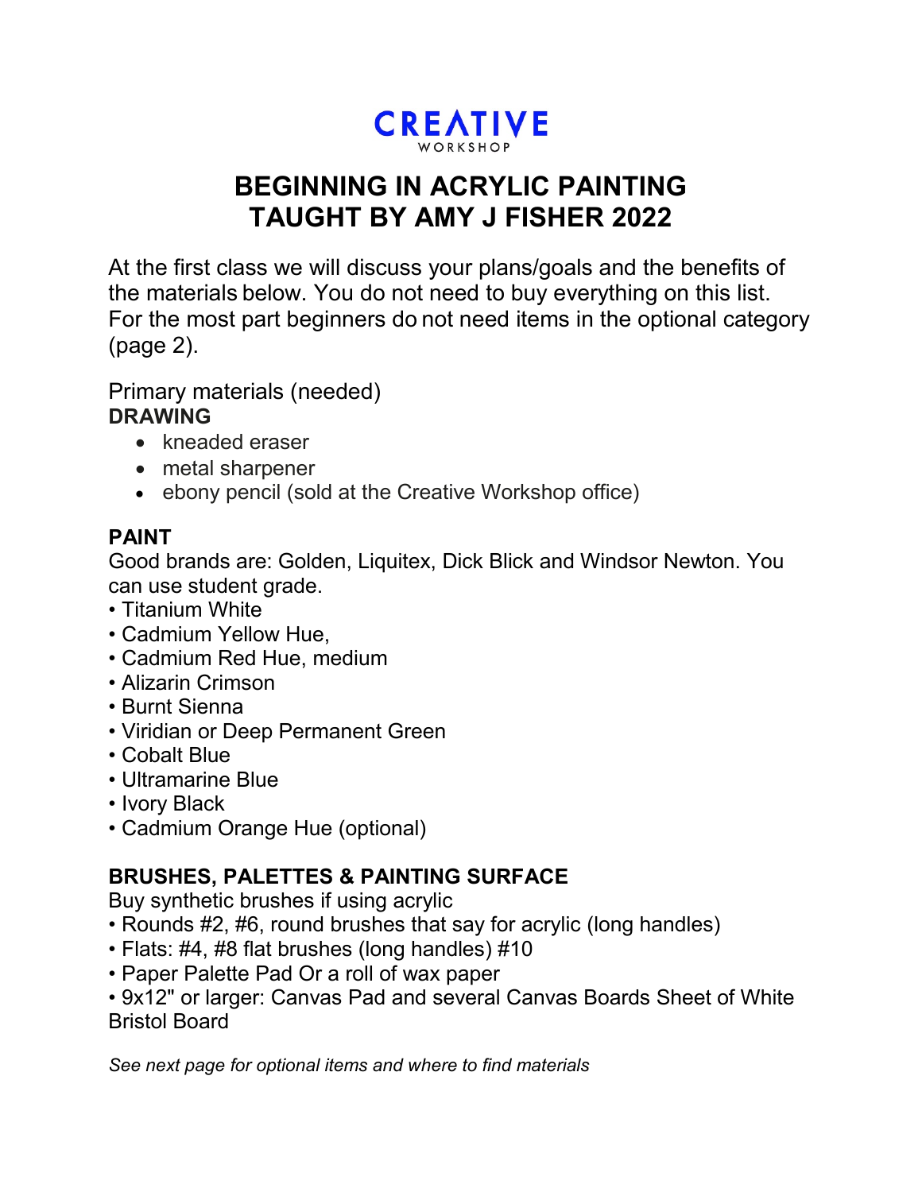**CREATIVE**
WORKSHOP

# BEGINNING IN ACRYLIC PAINTING
# TAUGHT BY AMY J FISHER 2022

At the first class we will discuss your plans/goals and the benefits of the materials below. You do not need to buy everything on this list. For the most part beginners do not need items in the optional category (page 2).

Primary materials (needed)

**DRAWING**

- kneaded eraser
- metal sharpener
- ebony pencil (sold at the Creative Workshop office)

**PAINT**

Good brands are: Golden, Liquitex, Dick Blick and Windsor Newton. You can use student grade.

- Titanium White
- Cadmium Yellow Hue,
- Cadmium Red Hue, medium
- Alizarin Crimson
- Burnt Sienna
- Viridian or Deep Permanent Green
- Cobalt Blue
- Ultramarine Blue
- Ivory Black
- Cadmium Orange Hue (optional)

**BRUSHES, PALETTES & PAINTING SURFACE**

Buy synthetic brushes if using acrylic

- Rounds #2, #6, round brushes that say for acrylic (long handles)
- Flats: #4, #8 flat brushes (long handles) #10
- Paper Palette Pad Or a roll of wax paper
- 9x12" or larger: Canvas Pad and several Canvas Boards Sheet of White Bristol Board

*See next page for optional items and where to find materials*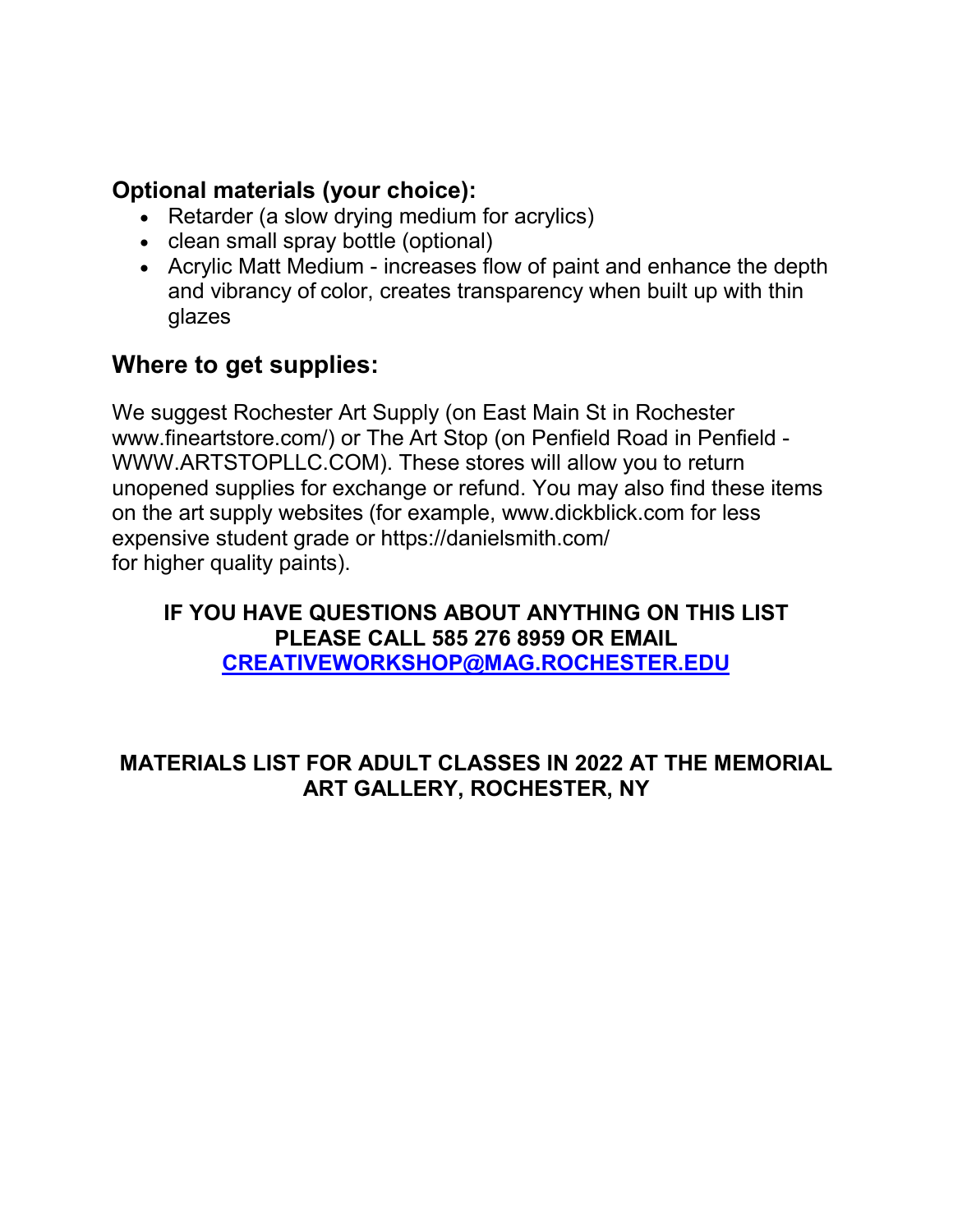### Optional materials (your choice):

- Retarder (a slow drying medium for acrylics)
- clean small spray bottle (optional)
- Acrylic Matt Medium - increases flow of paint and enhance the depth and vibrancy of color, creates transparency when built up with thin glazes

## Where to get supplies:

We suggest Rochester Art Supply (on East Main St in Rochester www.fineartstore.com/) or The Art Stop (on Penfield Road in Penfield - WWW.ARTSTOPLLC.COM). These stores will allow you to return unopened supplies for exchange or refund. You may also find these items on the art supply websites (for example, www.dickblick.com for less expensive student grade or https://danielsmith.com/ for higher quality paints).

**IF YOU HAVE QUESTIONS ABOUT ANYTHING ON THIS LIST PLEASE CALL 585 276 8959 OR EMAIL [CREATIVEWORKSHOP@MAG.ROCHESTER.EDU](mailto:CREATIVEWORKSHOP@MAG.ROCHESTER.EDU)**

**MATERIALS LIST FOR ADULT CLASSES IN 2022 AT THE MEMORIAL ART GALLERY, ROCHESTER, NY**